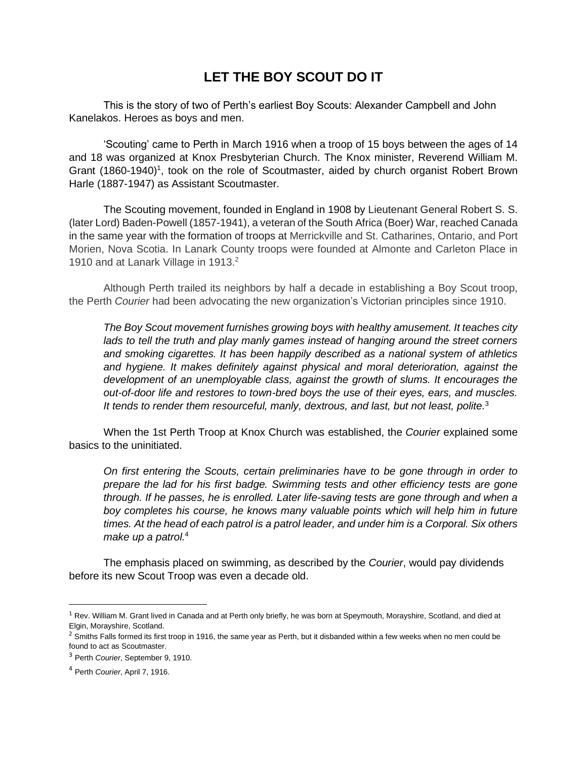# LET THE BOY SCOUT DO IT

This is the story of two of Perth's earliest Boy Scouts: Alexander Campbell and John Kanelakos. Heroes as boys and men.

'Scouting' came to Perth in March 1916 when a troop of 15 boys between the ages of 14 and 18 was organized at Knox Presbyterian Church. The Knox minister, Reverend William M. Grant (1860-1940)[1], took on the role of Scoutmaster, aided by church organist Robert Brown Harle (1887-1947) as Assistant Scoutmaster.

The Scouting movement, founded in England in 1908 by Lieutenant General Robert S. S. (later Lord) Baden-Powell (1857-1941), a veteran of the South Africa (Boer) War, reached Canada in the same year with the formation of troops at Merrickville and St. Catharines, Ontario, and Port Morien, Nova Scotia. In Lanark County troops were founded at Almonte and Carleton Place in 1910 and at Lanark Village in 1913.[2]

Although Perth trailed its neighbors by half a decade in establishing a Boy Scout troop, the Perth *Courier* had been advocating the new organization's Victorian principles since 1910.

> *The Boy Scout movement furnishes growing boys with healthy amusement. It teaches city lads to tell the truth and play manly games instead of hanging around the street corners and smoking cigarettes. It has been happily described as a national system of athletics and hygiene. It makes definitely against physical and moral deterioration, against the development of an unemployable class, against the growth of slums. It encourages the out-of-door life and restores to town-bred boys the use of their eyes, ears, and muscles. It tends to render them resourceful, manly, dextrous, and last, but not least, polite.*[3]

When the 1st Perth Troop at Knox Church was established, the *Courier* explained some basics to the uninitiated.

> *On first entering the Scouts, certain preliminaries have to be gone through in order to prepare the lad for his first badge. Swimming tests and other efficiency tests are gone through. If he passes, he is enrolled. Later life-saving tests are gone through and when a boy completes his course, he knows many valuable points which will help him in future times. At the head of each patrol is a patrol leader, and under him is a Corporal. Six others make up a patrol.*[4]

The emphasis placed on swimming, as described by the *Courier*, would pay dividends before its new Scout Troop was even a decade old.

---

[1] Rev. William M. Grant lived in Canada and at Perth only briefly, he was born at Speymouth, Morayshire, Scotland, and died at Elgin, Morayshire, Scotland.

[2] Smiths Falls formed its first troop in 1916, the same year as Perth, but it disbanded within a few weeks when no men could be found to act as Scoutmaster.

[3] Perth *Courier*, September 9, 1910.

[4] Perth *Courier*, April 7, 1916.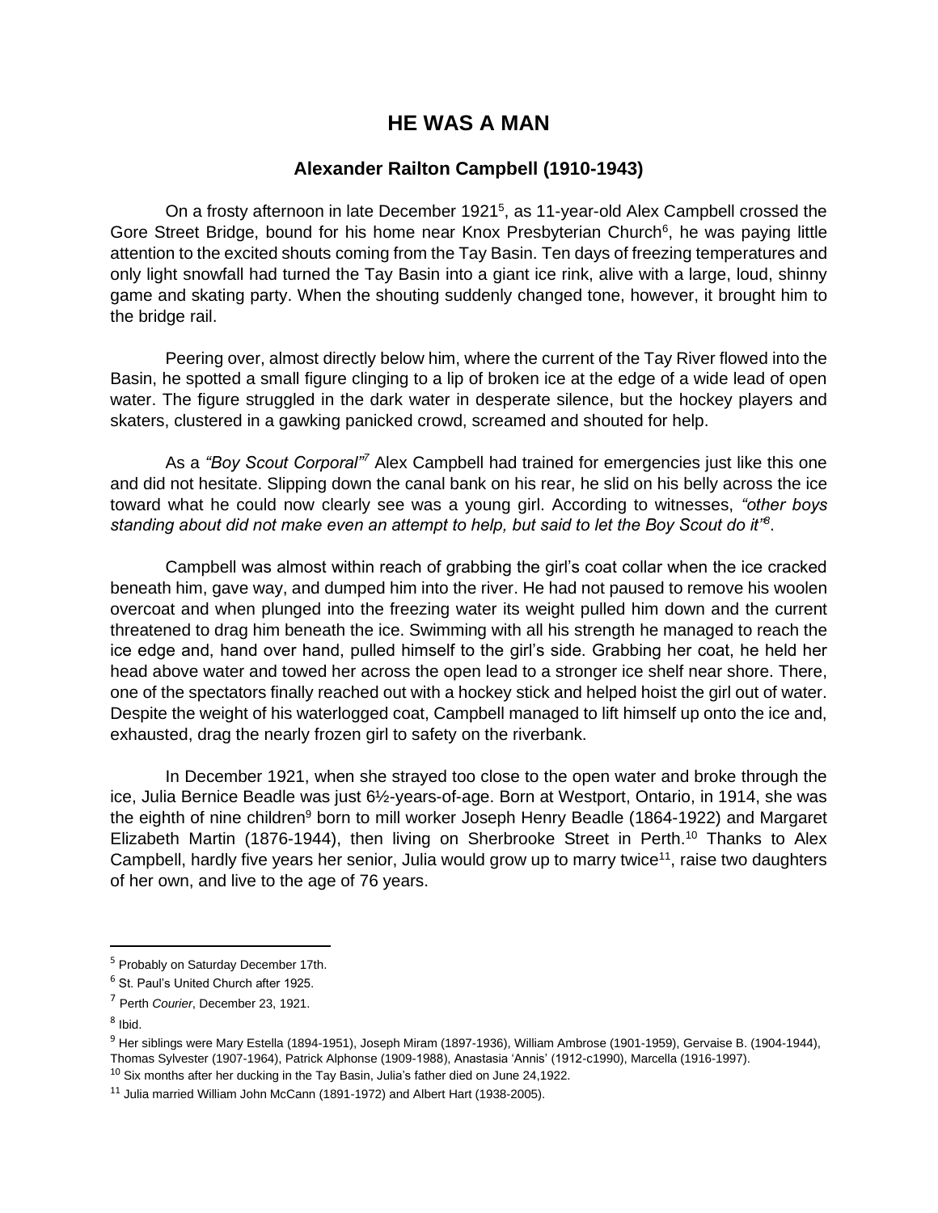# HE WAS A MAN

## Alexander Railton Campbell (1910-1943)

On a frosty afternoon in late December 1921[5], as 11-year-old Alex Campbell crossed the Gore Street Bridge, bound for his home near Knox Presbyterian Church[6], he was paying little attention to the excited shouts coming from the Tay Basin. Ten days of freezing temperatures and only light snowfall had turned the Tay Basin into a giant ice rink, alive with a large, loud, shinny game and skating party. When the shouting suddenly changed tone, however, it brought him to the bridge rail.

Peering over, almost directly below him, where the current of the Tay River flowed into the Basin, he spotted a small figure clinging to a lip of broken ice at the edge of a wide lead of open water. The figure struggled in the dark water in desperate silence, but the hockey players and skaters, clustered in a gawking panicked crowd, screamed and shouted for help.

As a *"Boy Scout Corporal"*[7] Alex Campbell had trained for emergencies just like this one and did not hesitate. Slipping down the canal bank on his rear, he slid on his belly across the ice toward what he could now clearly see was a young girl. According to witnesses, *"other boys standing about did not make even an attempt to help, but said to let the Boy Scout do it"*[8].

Campbell was almost within reach of grabbing the girl's coat collar when the ice cracked beneath him, gave way, and dumped him into the river. He had not paused to remove his woolen overcoat and when plunged into the freezing water its weight pulled him down and the current threatened to drag him beneath the ice. Swimming with all his strength he managed to reach the ice edge and, hand over hand, pulled himself to the girl's side. Grabbing her coat, he held her head above water and towed her across the open lead to a stronger ice shelf near shore. There, one of the spectators finally reached out with a hockey stick and helped hoist the girl out of water. Despite the weight of his waterlogged coat, Campbell managed to lift himself up onto the ice and, exhausted, drag the nearly frozen girl to safety on the riverbank.

In December 1921, when she strayed too close to the open water and broke through the ice, Julia Bernice Beadle was just 6½-years-of-age. Born at Westport, Ontario, in 1914, she was the eighth of nine children[9] born to mill worker Joseph Henry Beadle (1864-1922) and Margaret Elizabeth Martin (1876-1944), then living on Sherbrooke Street in Perth.[10] Thanks to Alex Campbell, hardly five years her senior, Julia would grow up to marry twice[11], raise two daughters of her own, and live to the age of 76 years.

---

[5] Probably on Saturday December 17th.

[6] St. Paul's United Church after 1925.

[7] Perth *Courier*, December 23, 1921.

[8] Ibid.

[9] Her siblings were Mary Estella (1894-1951), Joseph Miram (1897-1936), William Ambrose (1901-1959), Gervaise B. (1904-1944), Thomas Sylvester (1907-1964), Patrick Alphonse (1909-1988), Anastasia 'Annis' (1912-c1990), Marcella (1916-1997).

[10] Six months after her ducking in the Tay Basin, Julia's father died on June 24,1922.

[11] Julia married William John McCann (1891-1972) and Albert Hart (1938-2005).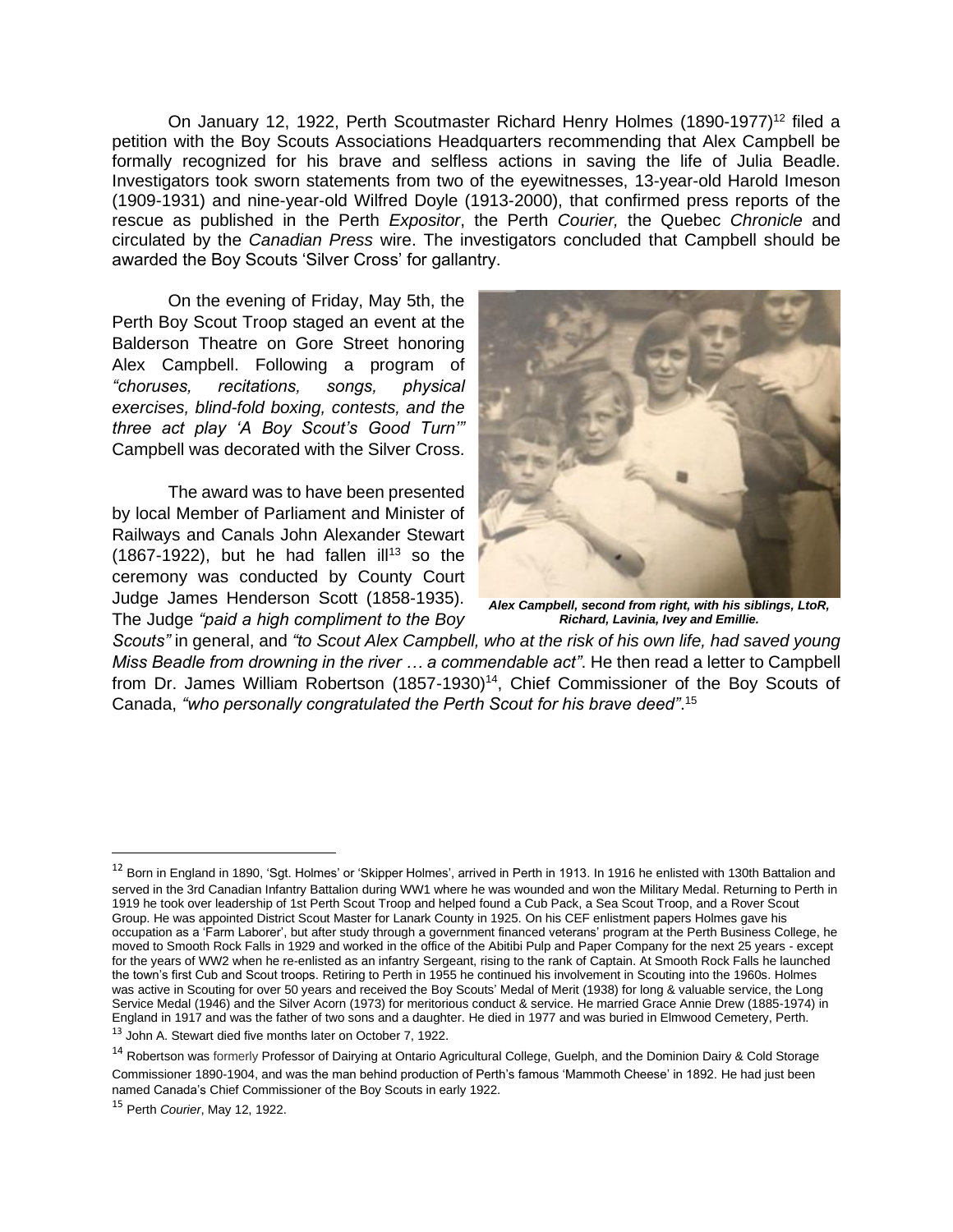On January 12, 1922, Perth Scoutmaster Richard Henry Holmes (1890-1977)[12] filed a petition with the Boy Scouts Associations Headquarters recommending that Alex Campbell be formally recognized for his brave and selfless actions in saving the life of Julia Beadle. Investigators took sworn statements from two of the eyewitnesses, 13-year-old Harold Imeson (1909-1931) and nine-year-old Wilfred Doyle (1913-2000), that confirmed press reports of the rescue as published in the Perth *Expositor*, the Perth *Courier,* the Quebec *Chronicle* and circulated by the *Canadian Press* wire. The investigators concluded that Campbell should be awarded the Boy Scouts 'Silver Cross' for gallantry.

On the evening of Friday, May 5th, the Perth Boy Scout Troop staged an event at the Balderson Theatre on Gore Street honoring Alex Campbell. Following a program of *"choruses, recitations, songs, physical exercises, blind-fold boxing, contests, and the three act play 'A Boy Scout's Good Turn'"* Campbell was decorated with the Silver Cross.

The award was to have been presented by local Member of Parliament and Minister of Railways and Canals John Alexander Stewart (1867-1922), but he had fallen ill[13] so the ceremony was conducted by County Court Judge James Henderson Scott (1858-1935). The Judge *"paid a high compliment to the Boy Scouts"* in general, and *"to Scout Alex Campbell, who at the risk of his own life, had saved young Miss Beadle from drowning in the river … a commendable act"*. He then read a letter to Campbell from Dr. James William Robertson (1857-1930)[14], Chief Commissioner of the Boy Scouts of Canada, *"who personally congratulated the Perth Scout for his brave deed"*.[15]

***Alex Campbell, second from right, with his siblings, LtoR, Richard, Lavinia, Ivey and Emillie.***

---

[12] Born in England in 1890, 'Sgt. Holmes' or 'Skipper Holmes', arrived in Perth in 1913. In 1916 he enlisted with 130th Battalion and served in the 3rd Canadian Infantry Battalion during WW1 where he was wounded and won the Military Medal. Returning to Perth in 1919 he took over leadership of 1st Perth Scout Troop and helped found a Cub Pack, a Sea Scout Troop, and a Rover Scout Group. He was appointed District Scout Master for Lanark County in 1925. On his CEF enlistment papers Holmes gave his occupation as a 'Farm Laborer', but after study through a government financed veterans' program at the Perth Business College, he moved to Smooth Rock Falls in 1929 and worked in the office of the Abitibi Pulp and Paper Company for the next 25 years - except for the years of WW2 when he re-enlisted as an infantry Sergeant, rising to the rank of Captain. At Smooth Rock Falls he launched the town's first Cub and Scout troops. Retiring to Perth in 1955 he continued his involvement in Scouting into the 1960s. Holmes was active in Scouting for over 50 years and received the Boy Scouts' Medal of Merit (1938) for long & valuable service, the Long Service Medal (1946) and the Silver Acorn (1973) for meritorious conduct & service. He married Grace Annie Drew (1885-1974) in England in 1917 and was the father of two sons and a daughter. He died in 1977 and was buried in Elmwood Cemetery, Perth.

[13] John A. Stewart died five months later on October 7, 1922.

[14] Robertson was formerly Professor of Dairying at Ontario Agricultural College, Guelph, and the Dominion Dairy & Cold Storage Commissioner 1890-1904, and was the man behind production of Perth's famous 'Mammoth Cheese' in 1892. He had just been named Canada's Chief Commissioner of the Boy Scouts in early 1922.

[15] Perth *Courier*, May 12, 1922.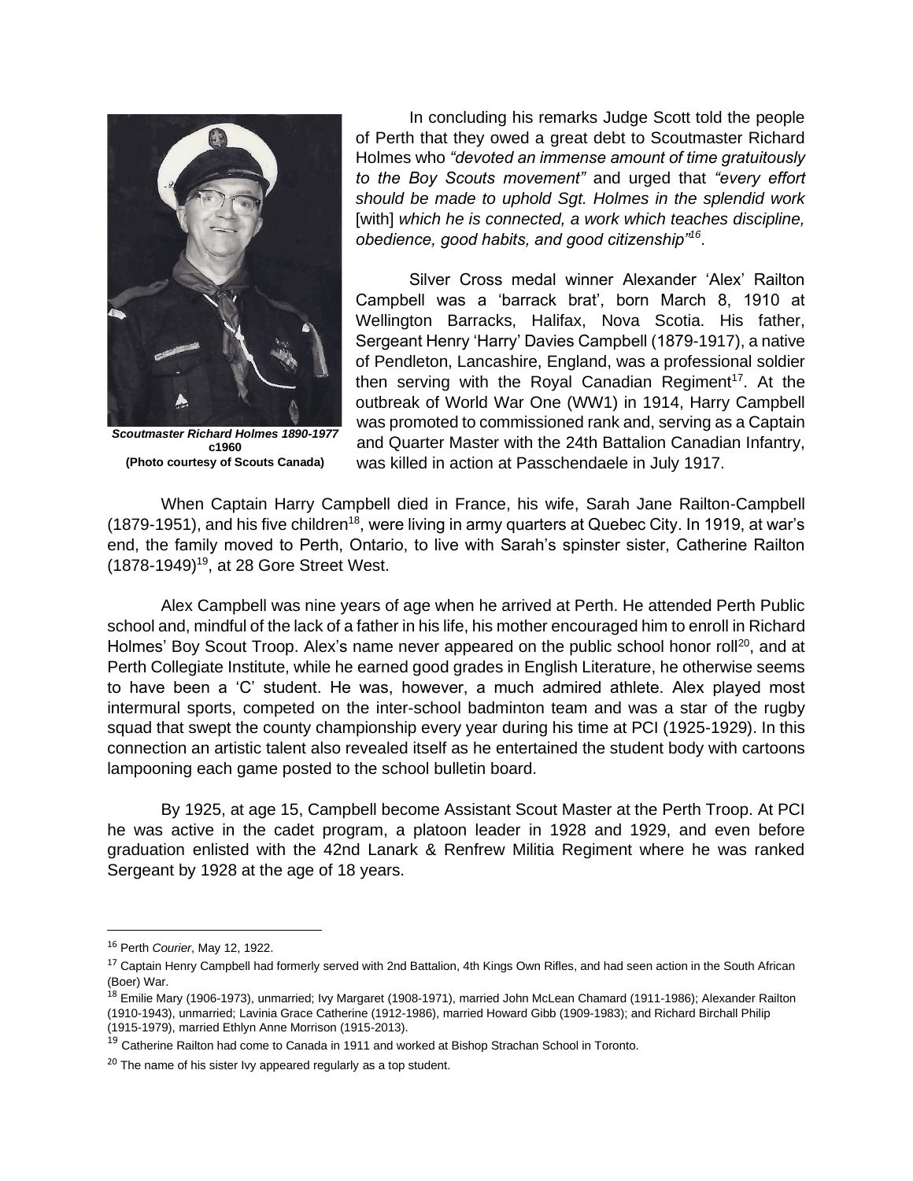*Scoutmaster Richard Holmes 1890-1977*
**c1960**
**(Photo courtesy of Scouts Canada)**

In concluding his remarks Judge Scott told the people of Perth that they owed a great debt to Scoutmaster Richard Holmes who *"devoted an immense amount of time gratuitously to the Boy Scouts movement"* and urged that *"every effort should be made to uphold Sgt. Holmes in the splendid work* [with] *which he is connected, a work which teaches discipline, obedience, good habits, and good citizenship"*[16].

Silver Cross medal winner Alexander 'Alex' Railton Campbell was a 'barrack brat', born March 8, 1910 at Wellington Barracks, Halifax, Nova Scotia. His father, Sergeant Henry 'Harry' Davies Campbell (1879-1917), a native of Pendleton, Lancashire, England, was a professional soldier then serving with the Royal Canadian Regiment[17]. At the outbreak of World War One (WW1) in 1914, Harry Campbell was promoted to commissioned rank and, serving as a Captain and Quarter Master with the 24th Battalion Canadian Infantry, was killed in action at Passchendaele in July 1917.

When Captain Harry Campbell died in France, his wife, Sarah Jane Railton-Campbell (1879-1951), and his five children[18], were living in army quarters at Quebec City. In 1919, at war's end, the family moved to Perth, Ontario, to live with Sarah's spinster sister, Catherine Railton (1878-1949)[19], at 28 Gore Street West.

Alex Campbell was nine years of age when he arrived at Perth. He attended Perth Public school and, mindful of the lack of a father in his life, his mother encouraged him to enroll in Richard Holmes' Boy Scout Troop. Alex's name never appeared on the public school honor roll[20], and at Perth Collegiate Institute, while he earned good grades in English Literature, he otherwise seems to have been a 'C' student. He was, however, a much admired athlete. Alex played most intermural sports, competed on the inter-school badminton team and was a star of the rugby squad that swept the county championship every year during his time at PCI (1925-1929). In this connection an artistic talent also revealed itself as he entertained the student body with cartoons lampooning each game posted to the school bulletin board.

By 1925, at age 15, Campbell become Assistant Scout Master at the Perth Troop. At PCI he was active in the cadet program, a platoon leader in 1928 and 1929, and even before graduation enlisted with the 42nd Lanark & Renfrew Militia Regiment where he was ranked Sergeant by 1928 at the age of 18 years.

---

[16] Perth *Courier*, May 12, 1922.

[17] Captain Henry Campbell had formerly served with 2nd Battalion, 4th Kings Own Rifles, and had seen action in the South African (Boer) War.

[18] Emilie Mary (1906-1973), unmarried; Ivy Margaret (1908-1971), married John McLean Chamard (1911-1986); Alexander Railton (1910-1943), unmarried; Lavinia Grace Catherine (1912-1986), married Howard Gibb (1909-1983); and Richard Birchall Philip (1915-1979), married Ethlyn Anne Morrison (1915-2013).

[19] Catherine Railton had come to Canada in 1911 and worked at Bishop Strachan School in Toronto.

[20] The name of his sister Ivy appeared regularly as a top student.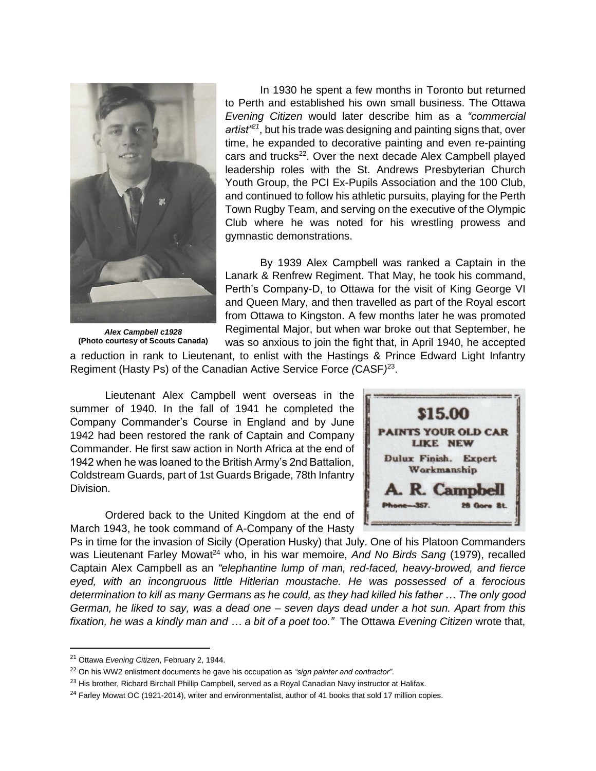*Alex Campbell c1928*
**(Photo courtesy of Scouts Canada)**

In 1930 he spent a few months in Toronto but returned to Perth and established his own small business. The Ottawa *Evening Citizen* would later describe him as a *"commercial artist"*[21], but his trade was designing and painting signs that, over time, he expanded to decorative painting and even re-painting cars and trucks[22]. Over the next decade Alex Campbell played leadership roles with the St. Andrews Presbyterian Church Youth Group, the PCI Ex-Pupils Association and the 100 Club, and continued to follow his athletic pursuits, playing for the Perth Town Rugby Team, and serving on the executive of the Olympic Club where he was noted for his wrestling prowess and gymnastic demonstrations.

By 1939 Alex Campbell was ranked a Captain in the Lanark & Renfrew Regiment. That May, he took his command, Perth's Company-D, to Ottawa for the visit of King George VI and Queen Mary, and then travelled as part of the Royal escort from Ottawa to Kingston. A few months later he was promoted Regimental Major, but when war broke out that September, he was so anxious to join the fight that, in April 1940, he accepted a reduction in rank to Lieutenant, to enlist with the Hastings & Prince Edward Light Infantry Regiment (Hasty Ps) of the Canadian Active Service Force *(*CASF*)*[23].

Lieutenant Alex Campbell went overseas in the summer of 1940. In the fall of 1941 he completed the Company Commander's Course in England and by June 1942 had been restored the rank of Captain and Company Commander. He first saw action in North Africa at the end of 1942 when he was loaned to the British Army's 2nd Battalion, Coldstream Guards, part of 1st Guards Brigade, 78th Infantry Division.

**$15.00**
**PAINTS YOUR OLD CAR LIKE NEW**
Dulux Finish. Expert Workmanship
**A. R. Campbell**
Phone—357. 28 Gore St.

Ordered back to the United Kingdom at the end of March 1943, he took command of A-Company of the Hasty Ps in time for the invasion of Sicily (Operation Husky) that July. One of his Platoon Commanders was Lieutenant Farley Mowat[24] who, in his war memoire, *And No Birds Sang* (1979), recalled Captain Alex Campbell as an *"elephantine lump of man, red-faced, heavy-browed, and fierce eyed, with an incongruous little Hitlerian moustache. He was possessed of a ferocious determination to kill as many Germans as he could, as they had killed his father … The only good German, he liked to say, was a dead one – seven days dead under a hot sun. Apart from this fixation, he was a kindly man and … a bit of a poet too."* The Ottawa *Evening Citizen* wrote that,

---

[21] Ottawa *Evening Citizen*, February 2, 1944.

[22] On his WW2 enlistment documents he gave his occupation as *"sign painter and contractor"*.

[23] His brother, Richard Birchall Phillip Campbell, served as a Royal Canadian Navy instructor at Halifax.

[24] Farley Mowat OC (1921-2014), writer and environmentalist, author of 41 books that sold 17 million copies.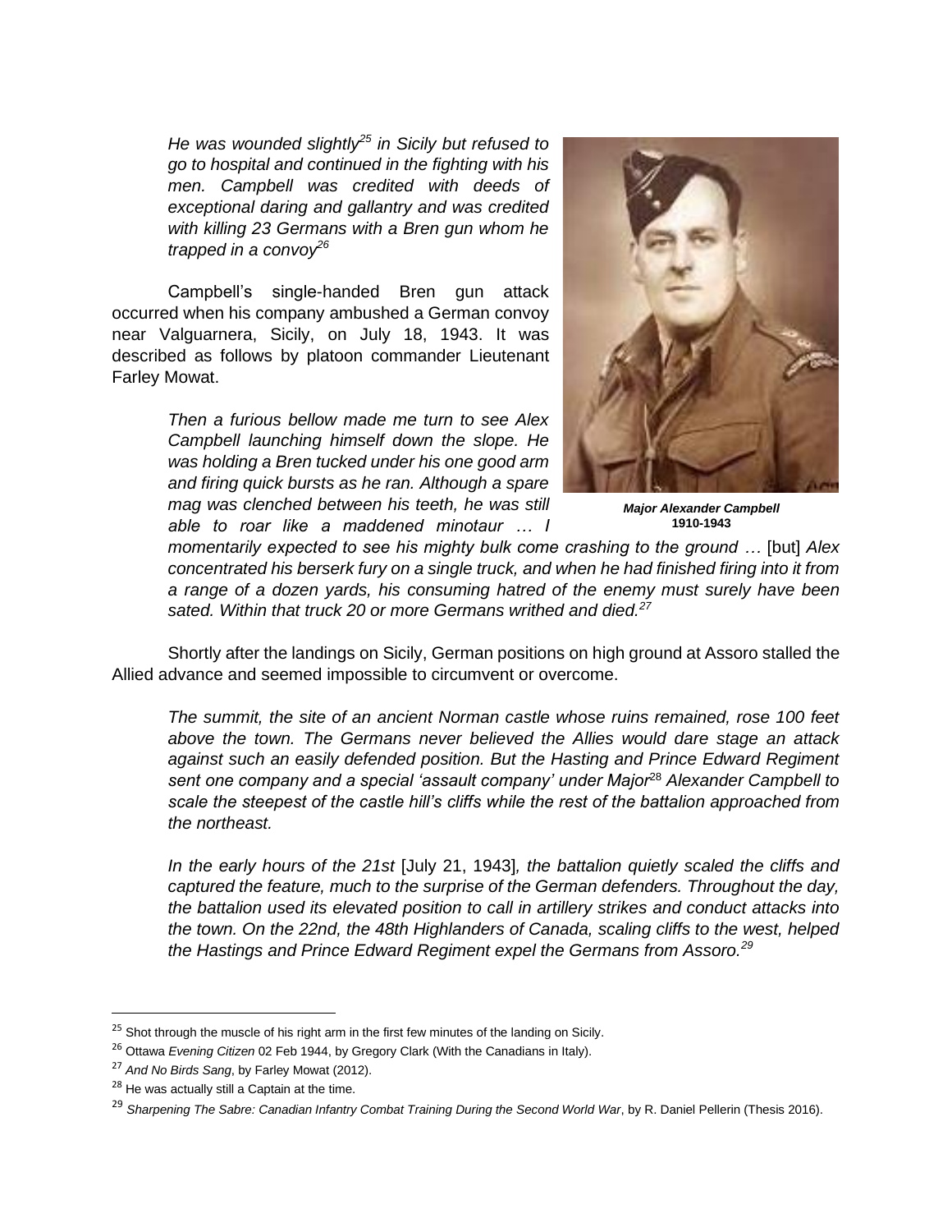*He was wounded slightly[25] in Sicily but refused to go to hospital and continued in the fighting with his men. Campbell was credited with deeds of exceptional daring and gallantry and was credited with killing 23 Germans with a Bren gun whom he trapped in a convoy[26]*

Campbell's single-handed Bren gun attack occurred when his company ambushed a German convoy near Valguarnera, Sicily, on July 18, 1943. It was described as follows by platoon commander Lieutenant Farley Mowat.

*Then a furious bellow made me turn to see Alex Campbell launching himself down the slope. He was holding a Bren tucked under his one good arm and firing quick bursts as he ran. Although a spare mag was clenched between his teeth, he was still able to roar like a maddened minotaur … I momentarily expected to see his mighty bulk come crashing to the ground …* [but] *Alex concentrated his berserk fury on a single truck, and when he had finished firing into it from a range of a dozen yards, his consuming hatred of the enemy must surely have been sated. Within that truck 20 or more Germans writhed and died.[27]*

***Major Alexander Campbell***
**1910-1943**

Shortly after the landings on Sicily, German positions on high ground at Assoro stalled the Allied advance and seemed impossible to circumvent or overcome.

*The summit, the site of an ancient Norman castle whose ruins remained, rose 100 feet above the town. The Germans never believed the Allies would dare stage an attack against such an easily defended position. But the Hasting and Prince Edward Regiment sent one company and a special 'assault company' under Major[28] Alexander Campbell to scale the steepest of the castle hill's cliffs while the rest of the battalion approached from the northeast.*

*In the early hours of the 21st* [July 21, 1943]*, the battalion quietly scaled the cliffs and captured the feature, much to the surprise of the German defenders. Throughout the day, the battalion used its elevated position to call in artillery strikes and conduct attacks into the town. On the 22nd, the 48th Highlanders of Canada, scaling cliffs to the west, helped the Hastings and Prince Edward Regiment expel the Germans from Assoro.[29]*

---

[25] Shot through the muscle of his right arm in the first few minutes of the landing on Sicily.

[26] Ottawa *Evening Citizen* 02 Feb 1944, by Gregory Clark (With the Canadians in Italy).

[27] *And No Birds Sang*, by Farley Mowat (2012).

[28] He was actually still a Captain at the time.

[29] *Sharpening The Sabre: Canadian Infantry Combat Training During the Second World War*, by R. Daniel Pellerin (Thesis 2016).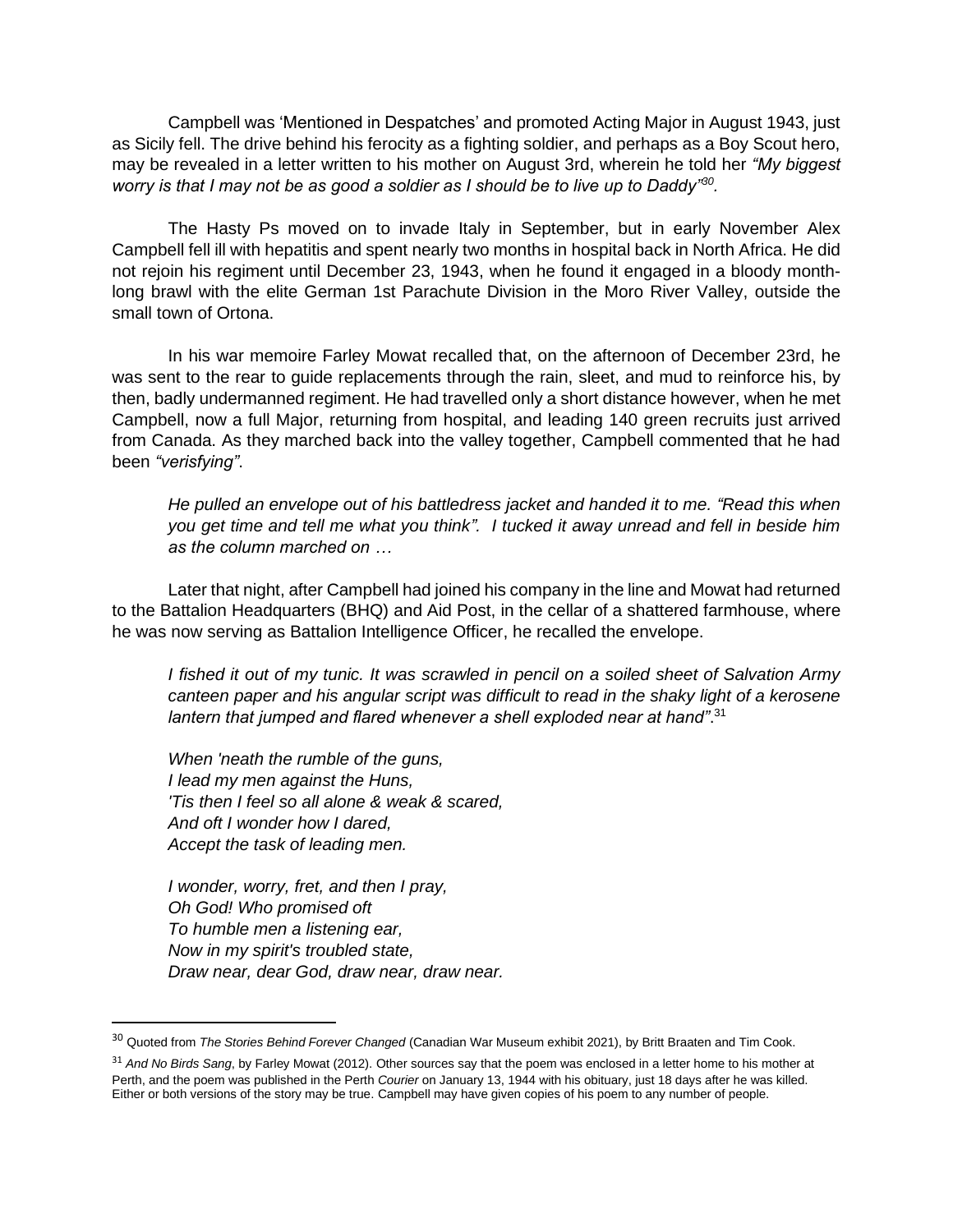Campbell was 'Mentioned in Despatches' and promoted Acting Major in August 1943, just as Sicily fell. The drive behind his ferocity as a fighting soldier, and perhaps as a Boy Scout hero, may be revealed in a letter written to his mother on August 3rd, wherein he told her *"My biggest worry is that I may not be as good a soldier as I should be to live up to Daddy"*[30].

The Hasty Ps moved on to invade Italy in September, but in early November Alex Campbell fell ill with hepatitis and spent nearly two months in hospital back in North Africa. He did not rejoin his regiment until December 23, 1943, when he found it engaged in a bloody month-long brawl with the elite German 1st Parachute Division in the Moro River Valley, outside the small town of Ortona.

In his war memoire Farley Mowat recalled that, on the afternoon of December 23rd, he was sent to the rear to guide replacements through the rain, sleet, and mud to reinforce his, by then, badly undermanned regiment. He had travelled only a short distance however, when he met Campbell, now a full Major, returning from hospital, and leading 140 green recruits just arrived from Canada. As they marched back into the valley together, Campbell commented that he had been *"verisfying"*.

> *He pulled an envelope out of his battledress jacket and handed it to me. "Read this when you get time and tell me what you think". I tucked it away unread and fell in beside him as the column marched on …*

Later that night, after Campbell had joined his company in the line and Mowat had returned to the Battalion Headquarters (BHQ) and Aid Post, in the cellar of a shattered farmhouse, where he was now serving as Battalion Intelligence Officer, he recalled the envelope.

> *I fished it out of my tunic. It was scrawled in pencil on a soiled sheet of Salvation Army canteen paper and his angular script was difficult to read in the shaky light of a kerosene lantern that jumped and flared whenever a shell exploded near at hand"*.[31]
>
> *When 'neath the rumble of the guns,*
> *I lead my men against the Huns,*
> *'Tis then I feel so all alone & weak & scared,*
> *And oft I wonder how I dared,*
> *Accept the task of leading men.*
>
> *I wonder, worry, fret, and then I pray,*
> *Oh God! Who promised oft*
> *To humble men a listening ear,*
> *Now in my spirit's troubled state,*
> *Draw near, dear God, draw near, draw near.*

---

[30] Quoted from *The Stories Behind Forever Changed* (Canadian War Museum exhibit 2021), by Britt Braaten and Tim Cook.

[31] *And No Birds Sang*, by Farley Mowat (2012). Other sources say that the poem was enclosed in a letter home to his mother at Perth, and the poem was published in the Perth *Courier* on January 13, 1944 with his obituary, just 18 days after he was killed. Either or both versions of the story may be true. Campbell may have given copies of his poem to any number of people.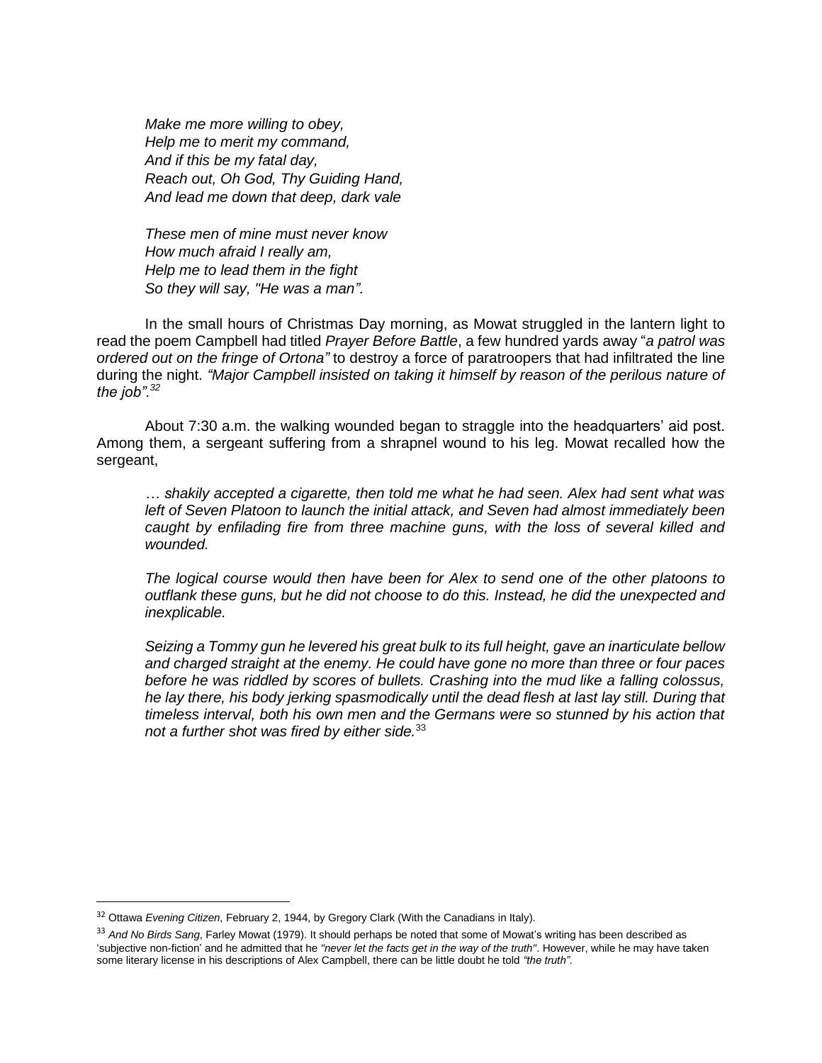*Make me more willing to obey,*  
*Help me to merit my command,*  
*And if this be my fatal day,*  
*Reach out, Oh God, Thy Guiding Hand,*  
*And lead me down that deep, dark vale*

*These men of mine must never know*  
*How much afraid I really am,*  
*Help me to lead them in the fight*  
*So they will say, "He was a man".*

In the small hours of Christmas Day morning, as Mowat struggled in the lantern light to read the poem Campbell had titled *Prayer Before Battle*, a few hundred yards away "*a patrol was ordered out on the fringe of Ortona"* to destroy a force of paratroopers that had infiltrated the line during the night. *"Major Campbell insisted on taking it himself by reason of the perilous nature of the job".*[32]

About 7:30 a.m. the walking wounded began to straggle into the headquarters' aid post. Among them, a sergeant suffering from a shrapnel wound to his leg. Mowat recalled how the sergeant,

> *… shakily accepted a cigarette, then told me what he had seen. Alex had sent what was left of Seven Platoon to launch the initial attack, and Seven had almost immediately been caught by enfilading fire from three machine guns, with the loss of several killed and wounded.*
>
> *The logical course would then have been for Alex to send one of the other platoons to outflank these guns, but he did not choose to do this. Instead, he did the unexpected and inexplicable.*
>
> *Seizing a Tommy gun he levered his great bulk to its full height, gave an inarticulate bellow and charged straight at the enemy. He could have gone no more than three or four paces before he was riddled by scores of bullets. Crashing into the mud like a falling colossus, he lay there, his body jerking spasmodically until the dead flesh at last lay still. During that timeless interval, both his own men and the Germans were so stunned by his action that not a further shot was fired by either side.*[33]

---

[32] Ottawa *Evening Citizen*, February 2, 1944, by Gregory Clark (With the Canadians in Italy).

[33] *And No Birds Sang*, Farley Mowat (1979). It should perhaps be noted that some of Mowat's writing has been described as 'subjective non-fiction' and he admitted that he *"never let the facts get in the way of the truth"*. However, while he may have taken some literary license in his descriptions of Alex Campbell, there can be little doubt he told *"the truth"*.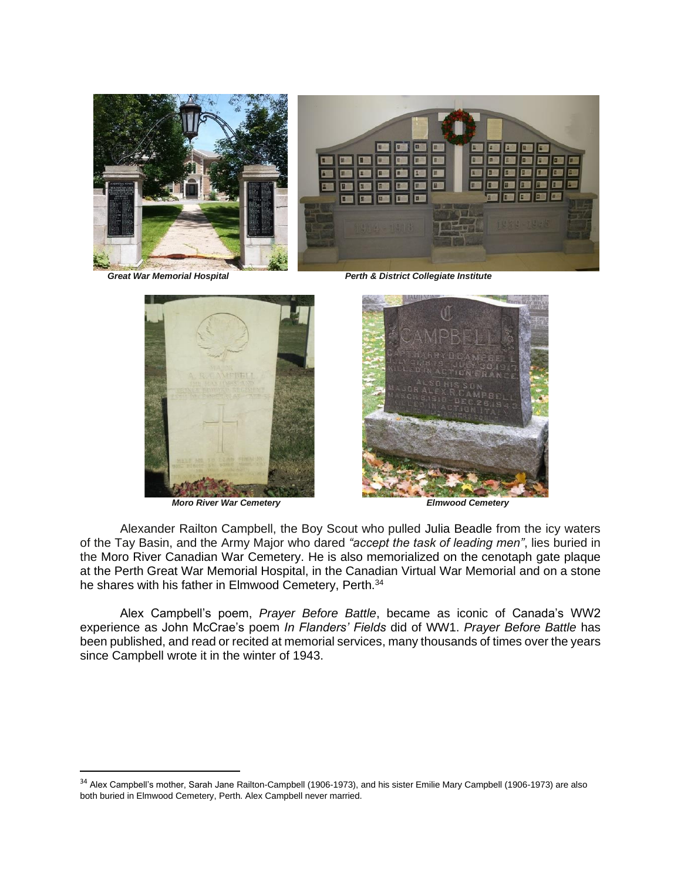*Great War Memorial Hospital*

*Perth & District Collegiate Institute*

*Moro River War Cemetery*

*Elmwood Cemetery*

Alexander Railton Campbell, the Boy Scout who pulled Julia Beadle from the icy waters of the Tay Basin, and the Army Major who dared *"accept the task of leading men"*, lies buried in the Moro River Canadian War Cemetery. He is also memorialized on the cenotaph gate plaque at the Perth Great War Memorial Hospital, in the Canadian Virtual War Memorial and on a stone he shares with his father in Elmwood Cemetery, Perth.[34]

Alex Campbell's poem, *Prayer Before Battle*, became as iconic of Canada's WW2 experience as John McCrae's poem *In Flanders' Fields* did of WW1. *Prayer Before Battle* has been published, and read or recited at memorial services, many thousands of times over the years since Campbell wrote it in the winter of 1943.

---

[34] Alex Campbell's mother, Sarah Jane Railton-Campbell (1906-1973), and his sister Emilie Mary Campbell (1906-1973) are also both buried in Elmwood Cemetery, Perth. Alex Campbell never married.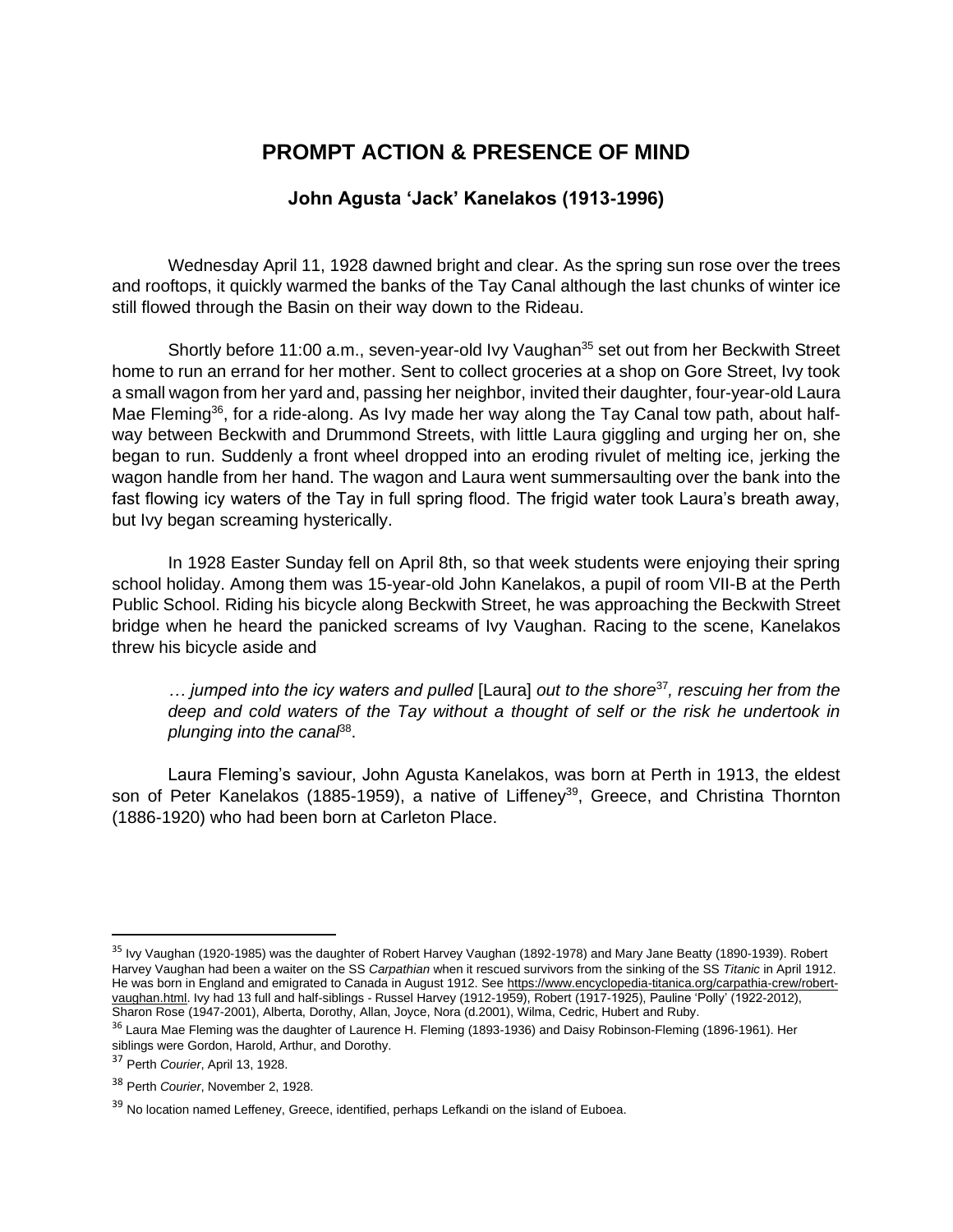# PROMPT ACTION & PRESENCE OF MIND

### John Agusta 'Jack' Kanelakos (1913-1996)

Wednesday April 11, 1928 dawned bright and clear. As the spring sun rose over the trees and rooftops, it quickly warmed the banks of the Tay Canal although the last chunks of winter ice still flowed through the Basin on their way down to the Rideau.

Shortly before 11:00 a.m., seven-year-old Ivy Vaughan[35] set out from her Beckwith Street home to run an errand for her mother. Sent to collect groceries at a shop on Gore Street, Ivy took a small wagon from her yard and, passing her neighbor, invited their daughter, four-year-old Laura Mae Fleming[36], for a ride-along. As Ivy made her way along the Tay Canal tow path, about half-way between Beckwith and Drummond Streets, with little Laura giggling and urging her on, she began to run. Suddenly a front wheel dropped into an eroding rivulet of melting ice, jerking the wagon handle from her hand. The wagon and Laura went summersaulting over the bank into the fast flowing icy waters of the Tay in full spring flood. The frigid water took Laura's breath away, but Ivy began screaming hysterically.

In 1928 Easter Sunday fell on April 8th, so that week students were enjoying their spring school holiday. Among them was 15-year-old John Kanelakos, a pupil of room VII-B at the Perth Public School. Riding his bicycle along Beckwith Street, he was approaching the Beckwith Street bridge when he heard the panicked screams of Ivy Vaughan. Racing to the scene, Kanelakos threw his bicycle aside and

> *… jumped into the icy waters and pulled* [Laura] *out to the shore*[37]*, rescuing her from the deep and cold waters of the Tay without a thought of self or the risk he undertook in plunging into the canal*[38].

Laura Fleming's saviour, John Agusta Kanelakos, was born at Perth in 1913, the eldest son of Peter Kanelakos (1885-1959), a native of Liffeney[39], Greece, and Christina Thornton (1886-1920) who had been born at Carleton Place.

---

[35] Ivy Vaughan (1920-1985) was the daughter of Robert Harvey Vaughan (1892-1978) and Mary Jane Beatty (1890-1939). Robert Harvey Vaughan had been a waiter on the SS *Carpathian* when it rescued survivors from the sinking of the SS *Titanic* in April 1912. He was born in England and emigrated to Canada in August 1912. See https://www.encyclopedia-titanica.org/carpathia-crew/robert-vaughan.html. Ivy had 13 full and half-siblings - Russel Harvey (1912-1959), Robert (1917-1925), Pauline 'Polly' (1922-2012), Sharon Rose (1947-2001), Alberta, Dorothy, Allan, Joyce, Nora (d.2001), Wilma, Cedric, Hubert and Ruby.

[36] Laura Mae Fleming was the daughter of Laurence H. Fleming (1893-1936) and Daisy Robinson-Fleming (1896-1961). Her siblings were Gordon, Harold, Arthur, and Dorothy.

[37] Perth *Courier*, April 13, 1928.

[38] Perth *Courier*, November 2, 1928.

[39] No location named Leffeney, Greece, identified, perhaps Lefkandi on the island of Euboea.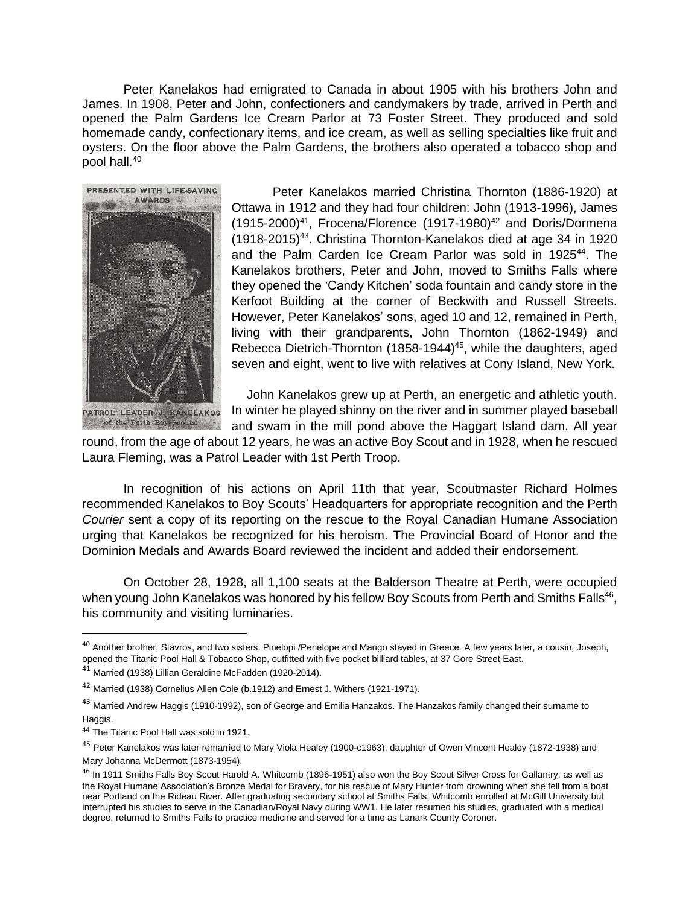Peter Kanelakos had emigrated to Canada in about 1905 with his brothers John and James. In 1908, Peter and John, confectioners and candymakers by trade, arrived in Perth and opened the Palm Gardens Ice Cream Parlor at 73 Foster Street. They produced and sold homemade candy, confectionary items, and ice cream, as well as selling specialties like fruit and oysters. On the floor above the Palm Gardens, the brothers also operated a tobacco shop and pool hall.[40]

PRESENTED WITH LIFE-SAVING AWARDS

PATROL LEADER J. KANELAKOS of the Perth Boy Scouts

Peter Kanelakos married Christina Thornton (1886-1920) at Ottawa in 1912 and they had four children: John (1913-1996), James (1915-2000)[41], Frocena/Florence (1917-1980)[42] and Doris/Dormena (1918-2015)[43]. Christina Thornton-Kanelakos died at age 34 in 1920 and the Palm Carden Ice Cream Parlor was sold in 1925[44]. The Kanelakos brothers, Peter and John, moved to Smiths Falls where they opened the 'Candy Kitchen' soda fountain and candy store in the Kerfoot Building at the corner of Beckwith and Russell Streets. However, Peter Kanelakos' sons, aged 10 and 12, remained in Perth, living with their grandparents, John Thornton (1862-1949) and Rebecca Dietrich-Thornton (1858-1944)[45], while the daughters, aged seven and eight, went to live with relatives at Cony Island, New York.

John Kanelakos grew up at Perth, an energetic and athletic youth. In winter he played shinny on the river and in summer played baseball and swam in the mill pond above the Haggart Island dam. All year round, from the age of about 12 years, he was an active Boy Scout and in 1928, when he rescued Laura Fleming, was a Patrol Leader with 1st Perth Troop.

In recognition of his actions on April 11th that year, Scoutmaster Richard Holmes recommended Kanelakos to Boy Scouts' Headquarters for appropriate recognition and the Perth *Courier* sent a copy of its reporting on the rescue to the Royal Canadian Humane Association urging that Kanelakos be recognized for his heroism. The Provincial Board of Honor and the Dominion Medals and Awards Board reviewed the incident and added their endorsement.

On October 28, 1928, all 1,100 seats at the Balderson Theatre at Perth, were occupied when young John Kanelakos was honored by his fellow Boy Scouts from Perth and Smiths Falls[46], his community and visiting luminaries.

---

[40] Another brother, Stavros, and two sisters, Pinelopi /Penelope and Marigo stayed in Greece. A few years later, a cousin, Joseph, opened the Titanic Pool Hall & Tobacco Shop, outfitted with five pocket billiard tables, at 37 Gore Street East.

[41] Married (1938) Lillian Geraldine McFadden (1920-2014).

[42] Married (1938) Cornelius Allen Cole (b.1912) and Ernest J. Withers (1921-1971).

[43] Married Andrew Haggis (1910-1992), son of George and Emilia Hanzakos. The Hanzakos family changed their surname to Haggis.

[44] The Titanic Pool Hall was sold in 1921.

[45] Peter Kanelakos was later remarried to Mary Viola Healey (1900-c1963), daughter of Owen Vincent Healey (1872-1938) and Mary Johanna McDermott (1873-1954).

[46] In 1911 Smiths Falls Boy Scout Harold A. Whitcomb (1896-1951) also won the Boy Scout Silver Cross for Gallantry, as well as the Royal Humane Association's Bronze Medal for Bravery, for his rescue of Mary Hunter from drowning when she fell from a boat near Portland on the Rideau River. After graduating secondary school at Smiths Falls, Whitcomb enrolled at McGill University but interrupted his studies to serve in the Canadian/Royal Navy during WW1. He later resumed his studies, graduated with a medical degree, returned to Smiths Falls to practice medicine and served for a time as Lanark County Coroner.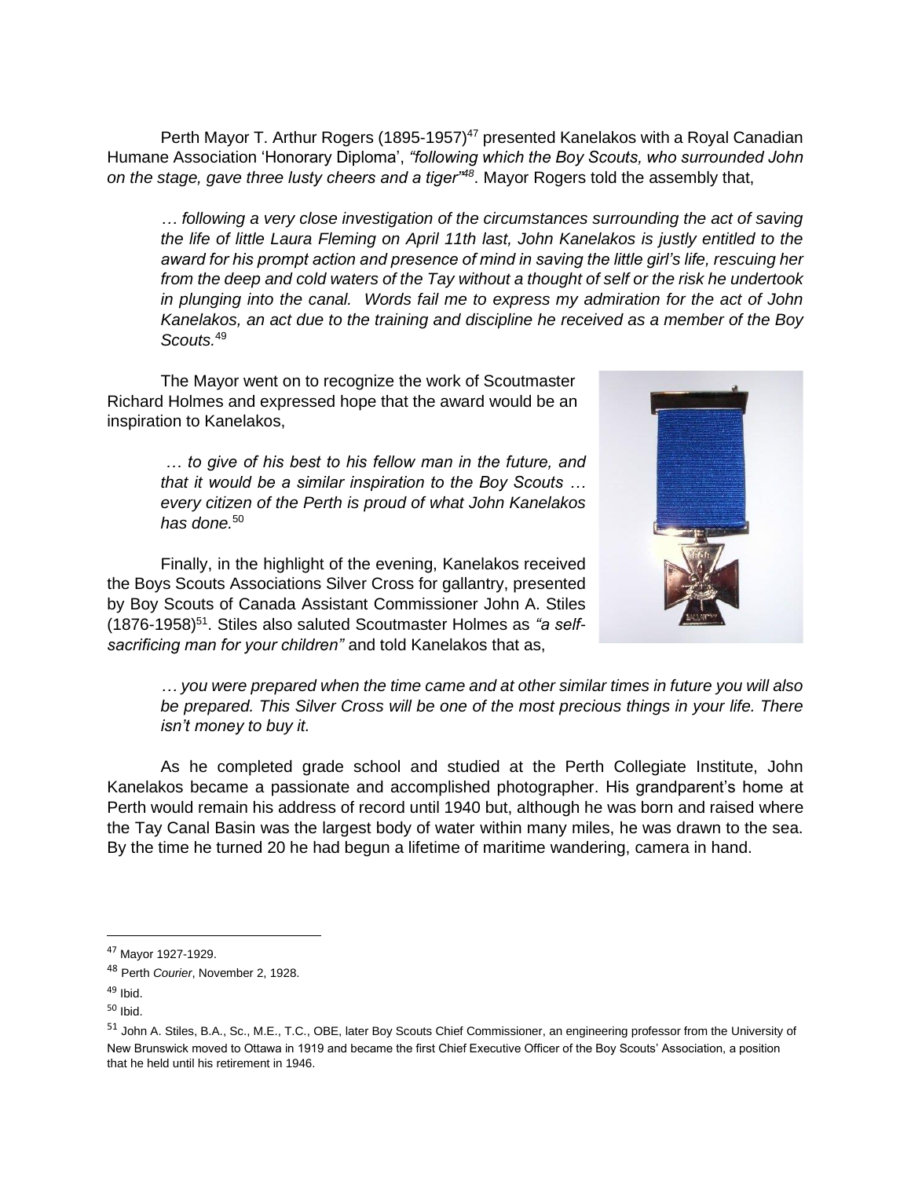Perth Mayor T. Arthur Rogers (1895-1957)[47] presented Kanelakos with a Royal Canadian Humane Association 'Honorary Diploma', *"following which the Boy Scouts, who surrounded John on the stage, gave three lusty cheers and a tiger"*[48]. Mayor Rogers told the assembly that,

> *… following a very close investigation of the circumstances surrounding the act of saving the life of little Laura Fleming on April 11th last, John Kanelakos is justly entitled to the award for his prompt action and presence of mind in saving the little girl's life, rescuing her from the deep and cold waters of the Tay without a thought of self or the risk he undertook in plunging into the canal. Words fail me to express my admiration for the act of John Kanelakos, an act due to the training and discipline he received as a member of the Boy Scouts.*[49]

The Mayor went on to recognize the work of Scoutmaster Richard Holmes and expressed hope that the award would be an inspiration to Kanelakos,

> *… to give of his best to his fellow man in the future, and that it would be a similar inspiration to the Boy Scouts … every citizen of the Perth is proud of what John Kanelakos has done.*[50]

Finally, in the highlight of the evening, Kanelakos received the Boys Scouts Associations Silver Cross for gallantry, presented by Boy Scouts of Canada Assistant Commissioner John A. Stiles (1876-1958)[51]. Stiles also saluted Scoutmaster Holmes as *"a self-sacrificing man for your children"* and told Kanelakos that as,

> *… you were prepared when the time came and at other similar times in future you will also be prepared. This Silver Cross will be one of the most precious things in your life. There isn't money to buy it.*

As he completed grade school and studied at the Perth Collegiate Institute, John Kanelakos became a passionate and accomplished photographer. His grandparent's home at Perth would remain his address of record until 1940 but, although he was born and raised where the Tay Canal Basin was the largest body of water within many miles, he was drawn to the sea. By the time he turned 20 he had begun a lifetime of maritime wandering, camera in hand.

---

[47] Mayor 1927-1929.

[48] Perth *Courier*, November 2, 1928.

[49] Ibid.

[50] Ibid.

[51] John A. Stiles, B.A., Sc., M.E., T.C., OBE, later Boy Scouts Chief Commissioner, an engineering professor from the University of New Brunswick moved to Ottawa in 1919 and became the first Chief Executive Officer of the Boy Scouts' Association, a position that he held until his retirement in 1946.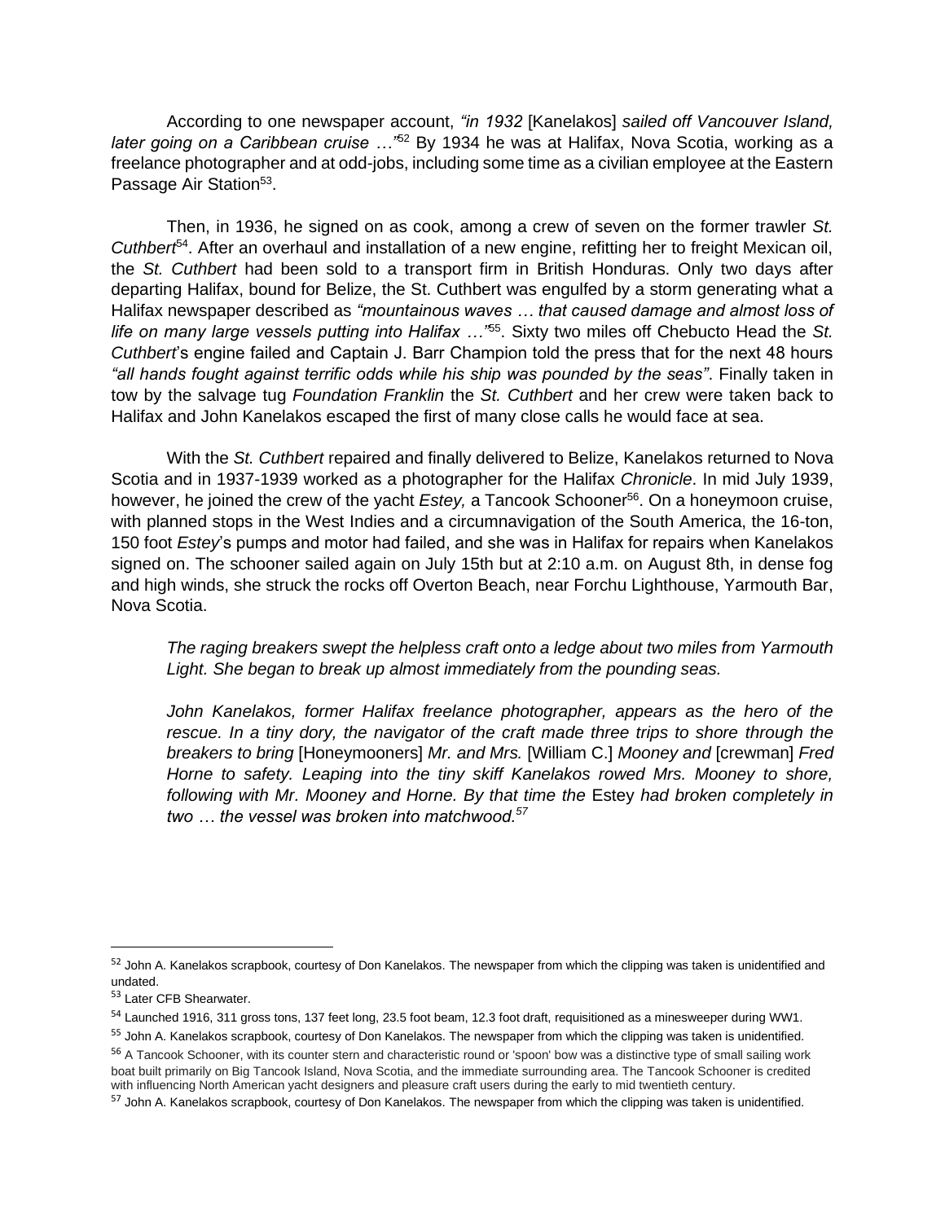According to one newspaper account, *"in 1932* [Kanelakos] *sailed off Vancouver Island, later going on a Caribbean cruise …"*[52] By 1934 he was at Halifax, Nova Scotia, working as a freelance photographer and at odd-jobs, including some time as a civilian employee at the Eastern Passage Air Station[53].

Then, in 1936, he signed on as cook, among a crew of seven on the former trawler *St. Cuthbert*[54]. After an overhaul and installation of a new engine, refitting her to freight Mexican oil, the *St. Cuthbert* had been sold to a transport firm in British Honduras. Only two days after departing Halifax, bound for Belize, the St. Cuthbert was engulfed by a storm generating what a Halifax newspaper described as *"mountainous waves … that caused damage and almost loss of life on many large vessels putting into Halifax …"*[55]. Sixty two miles off Chebucto Head the *St. Cuthbert*'s engine failed and Captain J. Barr Champion told the press that for the next 48 hours *"all hands fought against terrific odds while his ship was pounded by the seas"*. Finally taken in tow by the salvage tug *Foundation Franklin* the *St. Cuthbert* and her crew were taken back to Halifax and John Kanelakos escaped the first of many close calls he would face at sea.

With the *St. Cuthbert* repaired and finally delivered to Belize, Kanelakos returned to Nova Scotia and in 1937-1939 worked as a photographer for the Halifax *Chronicle*. In mid July 1939, however, he joined the crew of the yacht *Estey,* a Tancook Schooner[56]. On a honeymoon cruise, with planned stops in the West Indies and a circumnavigation of the South America, the 16-ton, 150 foot *Estey*'s pumps and motor had failed, and she was in Halifax for repairs when Kanelakos signed on. The schooner sailed again on July 15th but at 2:10 a.m. on August 8th, in dense fog and high winds, she struck the rocks off Overton Beach, near Forchu Lighthouse, Yarmouth Bar, Nova Scotia.

> *The raging breakers swept the helpless craft onto a ledge about two miles from Yarmouth Light. She began to break up almost immediately from the pounding seas.*
>
> *John Kanelakos, former Halifax freelance photographer, appears as the hero of the rescue. In a tiny dory, the navigator of the craft made three trips to shore through the breakers to bring* [Honeymooners] *Mr. and Mrs.* [William C.] *Mooney and* [crewman] *Fred Horne to safety. Leaping into the tiny skiff Kanelakos rowed Mrs. Mooney to shore, following with Mr. Mooney and Horne. By that time the* Estey *had broken completely in two … the vessel was broken into matchwood.*[57]

---

[52] John A. Kanelakos scrapbook, courtesy of Don Kanelakos. The newspaper from which the clipping was taken is unidentified and undated.

[53] Later CFB Shearwater.

[54] Launched 1916, 311 gross tons, 137 feet long, 23.5 foot beam, 12.3 foot draft, requisitioned as a minesweeper during WW1.

[55] John A. Kanelakos scrapbook, courtesy of Don Kanelakos. The newspaper from which the clipping was taken is unidentified.

[56] A Tancook Schooner, with its counter stern and characteristic round or 'spoon' bow was a distinctive type of small sailing work boat built primarily on Big Tancook Island, Nova Scotia, and the immediate surrounding area. The Tancook Schooner is credited with influencing North American yacht designers and pleasure craft users during the early to mid twentieth century.

[57] John A. Kanelakos scrapbook, courtesy of Don Kanelakos. The newspaper from which the clipping was taken is unidentified.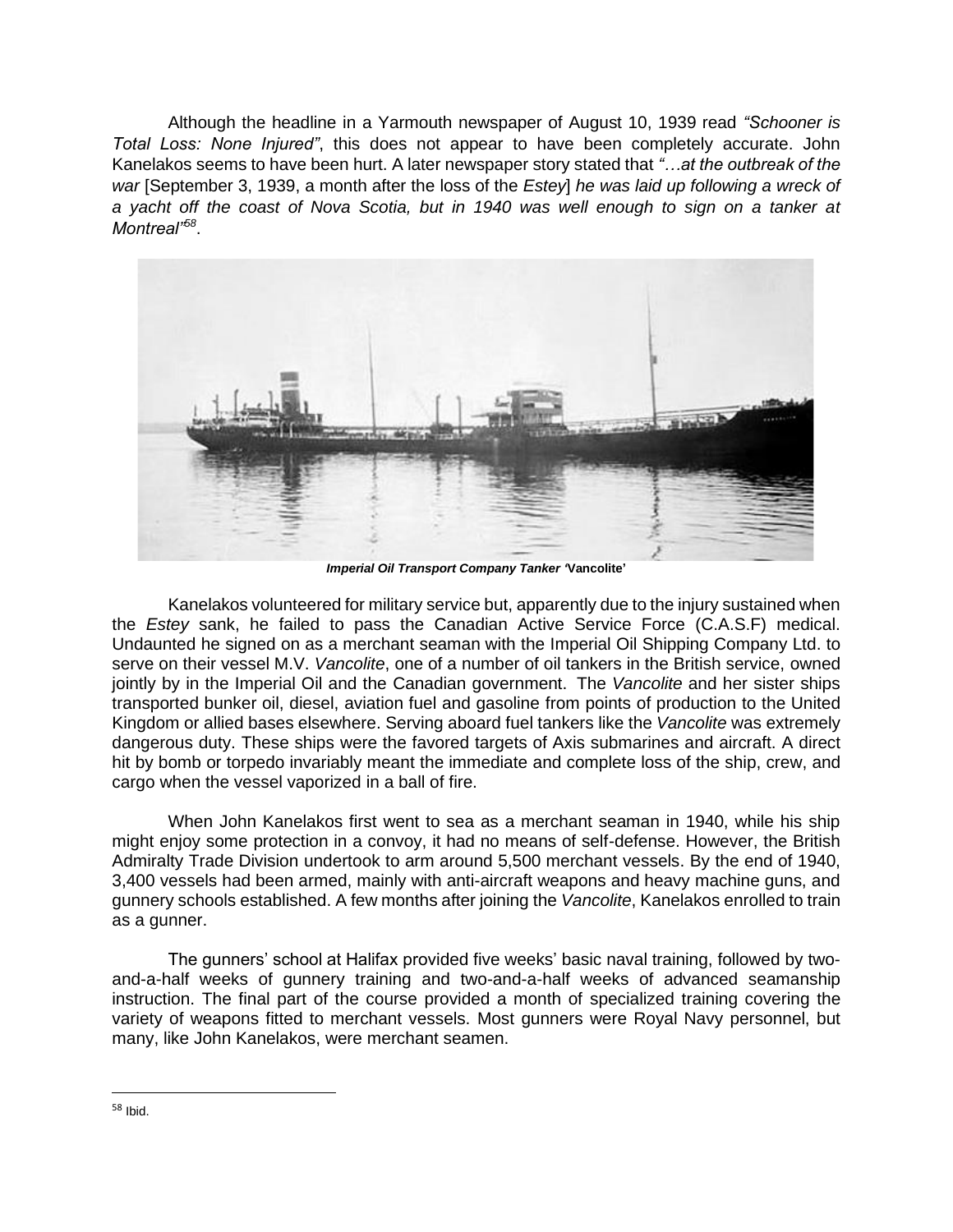Although the headline in a Yarmouth newspaper of August 10, 1939 read *"Schooner is Total Loss: None Injured"*, this does not appear to have been completely accurate. John Kanelakos seems to have been hurt. A later newspaper story stated that *"…at the outbreak of the war* [September 3, 1939, a month after the loss of the *Estey*] *he was laid up following a wreck of a yacht off the coast of Nova Scotia, but in 1940 was well enough to sign on a tanker at Montreal"*[58].

***Imperial Oil Transport Company Tanker* 'Vancolite'**

Kanelakos volunteered for military service but, apparently due to the injury sustained when the *Estey* sank, he failed to pass the Canadian Active Service Force (C.A.S.F) medical. Undaunted he signed on as a merchant seaman with the Imperial Oil Shipping Company Ltd. to serve on their vessel M.V. *Vancolite*, one of a number of oil tankers in the British service, owned jointly by in the Imperial Oil and the Canadian government. The *Vancolite* and her sister ships transported bunker oil, diesel, aviation fuel and gasoline from points of production to the United Kingdom or allied bases elsewhere. Serving aboard fuel tankers like the *Vancolite* was extremely dangerous duty. These ships were the favored targets of Axis submarines and aircraft. A direct hit by bomb or torpedo invariably meant the immediate and complete loss of the ship, crew, and cargo when the vessel vaporized in a ball of fire.

When John Kanelakos first went to sea as a merchant seaman in 1940, while his ship might enjoy some protection in a convoy, it had no means of self-defense. However, the British Admiralty Trade Division undertook to arm around 5,500 merchant vessels. By the end of 1940, 3,400 vessels had been armed, mainly with anti-aircraft weapons and heavy machine guns, and gunnery schools established. A few months after joining the *Vancolite*, Kanelakos enrolled to train as a gunner.

The gunners' school at Halifax provided five weeks' basic naval training, followed by two-and-a-half weeks of gunnery training and two-and-a-half weeks of advanced seamanship instruction. The final part of the course provided a month of specialized training covering the variety of weapons fitted to merchant vessels. Most gunners were Royal Navy personnel, but many, like John Kanelakos, were merchant seamen.

---

[58] Ibid.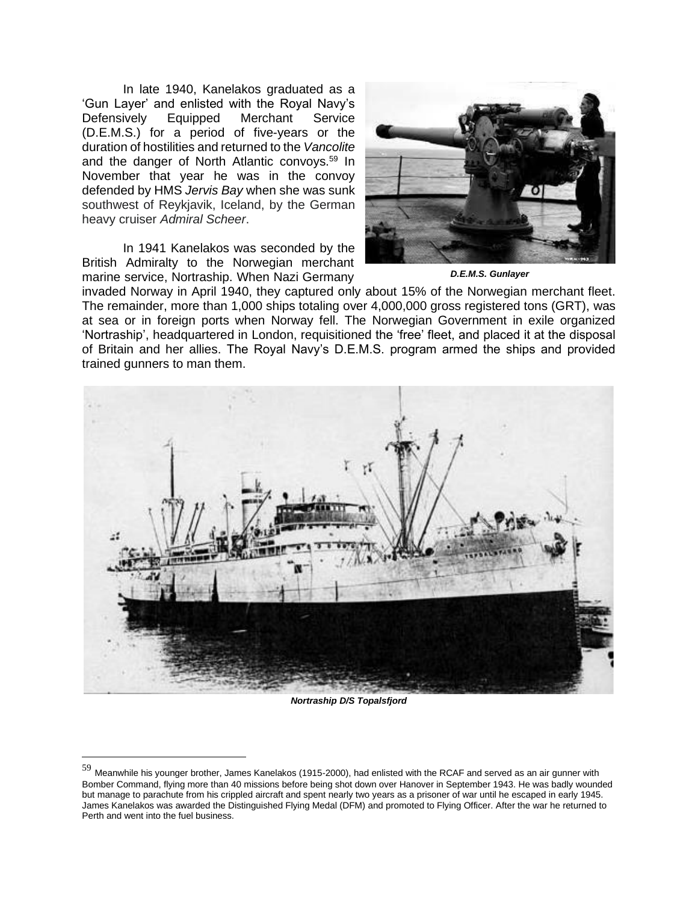In late 1940, Kanelakos graduated as a 'Gun Layer' and enlisted with the Royal Navy's Defensively Equipped Merchant Service (D.E.M.S.) for a period of five-years or the duration of hostilities and returned to the *Vancolite* and the danger of North Atlantic convoys.[59] In November that year he was in the convoy defended by HMS *Jervis Bay* when she was sunk southwest of Reykjavik, Iceland, by the German heavy cruiser *Admiral Scheer*.

***D.E.M.S. Gunlayer***

In 1941 Kanelakos was seconded by the British Admiralty to the Norwegian merchant marine service, Nortraship. When Nazi Germany invaded Norway in April 1940, they captured only about 15% of the Norwegian merchant fleet. The remainder, more than 1,000 ships totaling over 4,000,000 gross registered tons (GRT), was at sea or in foreign ports when Norway fell. The Norwegian Government in exile organized 'Nortraship', headquartered in London, requisitioned the 'free' fleet, and placed it at the disposal of Britain and her allies. The Royal Navy's D.E.M.S. program armed the ships and provided trained gunners to man them.

***Nortraship D/S Topalsfjord***

---

[59] Meanwhile his younger brother, James Kanelakos (1915-2000), had enlisted with the RCAF and served as an air gunner with Bomber Command, flying more than 40 missions before being shot down over Hanover in September 1943. He was badly wounded but manage to parachute from his crippled aircraft and spent nearly two years as a prisoner of war until he escaped in early 1945. James Kanelakos was awarded the Distinguished Flying Medal (DFM) and promoted to Flying Officer. After the war he returned to Perth and went into the fuel business.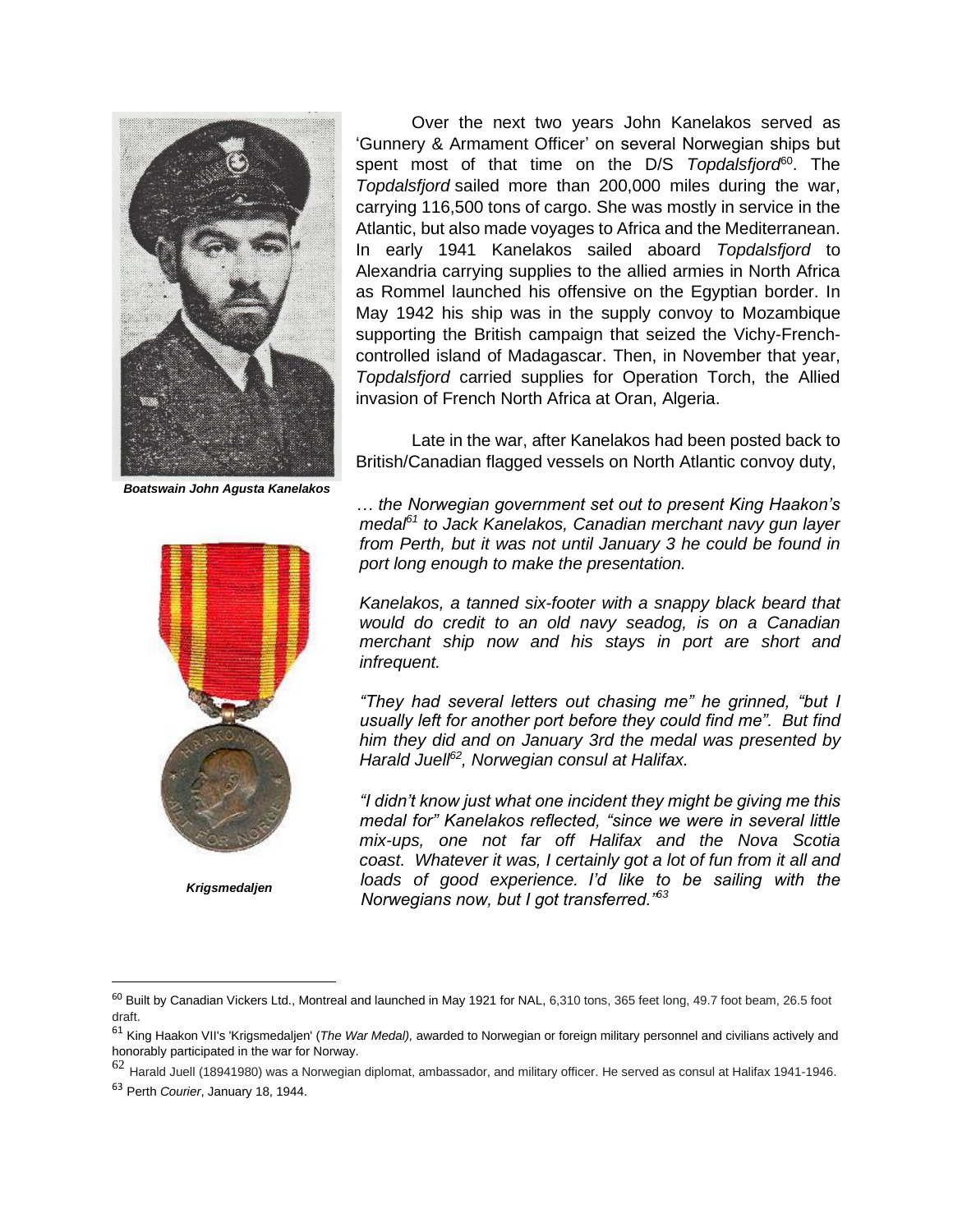Over the next two years John Kanelakos served as 'Gunnery & Armament Officer' on several Norwegian ships but spent most of that time on the D/S *Topdalsfjord*[60]. The *Topdalsfjord* sailed more than 200,000 miles during the war, carrying 116,500 tons of cargo. She was mostly in service in the Atlantic, but also made voyages to Africa and the Mediterranean. In early 1941 Kanelakos sailed aboard *Topdalsfjord* to Alexandria carrying supplies to the allied armies in North Africa as Rommel launched his offensive on the Egyptian border. In May 1942 his ship was in the supply convoy to Mozambique supporting the British campaign that seized the Vichy-French-controlled island of Madagascar. Then, in November that year, *Topdalsfjord* carried supplies for Operation Torch, the Allied invasion of French North Africa at Oran, Algeria.

***Boatswain John Agusta Kanelakos***

Late in the war, after Kanelakos had been posted back to British/Canadian flagged vessels on North Atlantic convoy duty,

*… the Norwegian government set out to present King Haakon's medal[61] to Jack Kanelakos, Canadian merchant navy gun layer from Perth, but it was not until January 3 he could be found in port long enough to make the presentation.*

*Kanelakos, a tanned six-footer with a snappy black beard that would do credit to an old navy seadog, is on a Canadian merchant ship now and his stays in port are short and infrequent.*

*"They had several letters out chasing me" he grinned, "but I usually left for another port before they could find me". But find him they did and on January 3rd the medal was presented by Harald Juell[62], Norwegian consul at Halifax.*

*"I didn't know just what one incident they might be giving me this medal for" Kanelakos reflected, "since we were in several little mix-ups, one not far off Halifax and the Nova Scotia coast. Whatever it was, I certainly got a lot of fun from it all and loads of good experience. I'd like to be sailing with the Norwegians now, but I got transferred."[63]*

***Krigsmedaljen***

---

[60] Built by Canadian Vickers Ltd., Montreal and launched in May 1921 for NAL, 6,310 tons, 365 feet long, 49.7 foot beam, 26.5 foot draft.

[61] King Haakon VII's 'Krigsmedaljen' (*The War Medal),* awarded to Norwegian or foreign military personnel and civilians actively and honorably participated in the war for Norway.

[62] Harald Juell (18941980) was a Norwegian diplomat, ambassador, and military officer. He served as consul at Halifax 1941-1946.

[63] Perth *Courier*, January 18, 1944.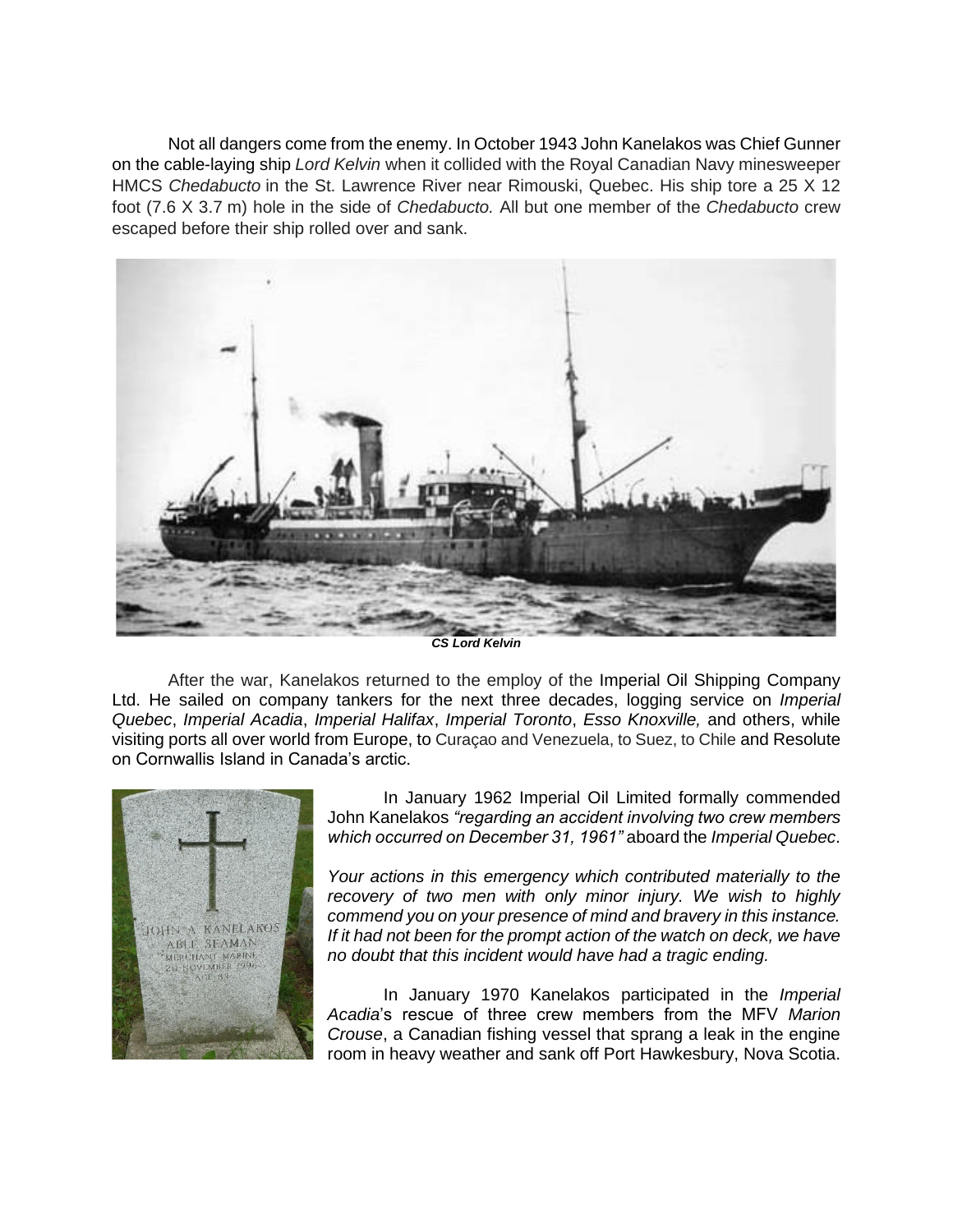Not all dangers come from the enemy. In October 1943 John Kanelakos was Chief Gunner on the cable-laying ship *Lord Kelvin* when it collided with the Royal Canadian Navy minesweeper HMCS *Chedabucto* in the St. Lawrence River near Rimouski, Quebec. His ship tore a 25 X 12 foot (7.6 X 3.7 m) hole in the side of *Chedabucto.* All but one member of the *Chedabucto* crew escaped before their ship rolled over and sank.

***CS Lord Kelvin***

After the war, Kanelakos returned to the employ of the Imperial Oil Shipping Company Ltd. He sailed on company tankers for the next three decades, logging service on *Imperial Quebec*, *Imperial Acadia*, *Imperial Halifax*, *Imperial Toronto*, *Esso Knoxville,* and others, while visiting ports all over world from Europe, to Curaçao and Venezuela, to Suez, to Chile and Resolute on Cornwallis Island in Canada's arctic.

In January 1962 Imperial Oil Limited formally commended John Kanelakos *"regarding an accident involving two crew members which occurred on December 31, 1961"* aboard the *Imperial Quebec*.

*Your actions in this emergency which contributed materially to the recovery of two men with only minor injury. We wish to highly commend you on your presence of mind and bravery in this instance. If it had not been for the prompt action of the watch on deck, we have no doubt that this incident would have had a tragic ending.*

In January 1970 Kanelakos participated in the *Imperial Acadia*'s rescue of three crew members from the MFV *Marion Crouse*, a Canadian fishing vessel that sprang a leak in the engine room in heavy weather and sank off Port Hawkesbury, Nova Scotia.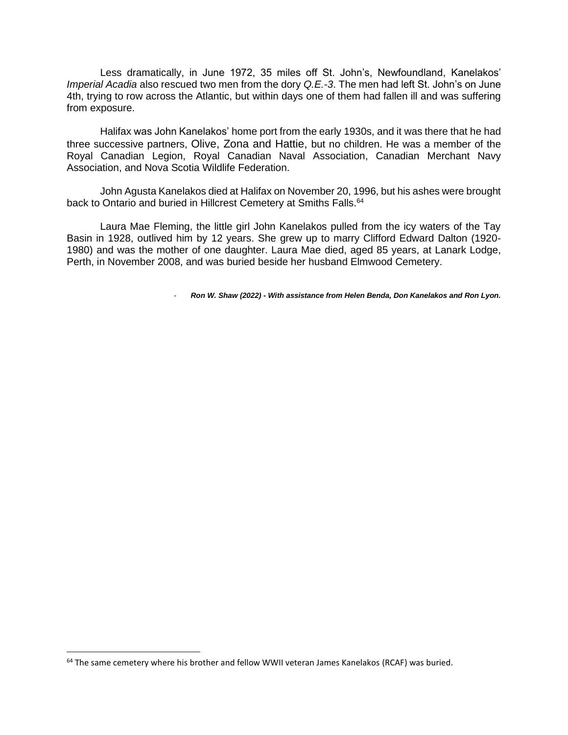Less dramatically, in June 1972, 35 miles off St. John's, Newfoundland, Kanelakos' *Imperial Acadia* also rescued two men from the dory *Q.E.-3*. The men had left St. John's on June 4th, trying to row across the Atlantic, but within days one of them had fallen ill and was suffering from exposure.

Halifax was John Kanelakos' home port from the early 1930s, and it was there that he had three successive partners, Olive, Zona and Hattie, but no children. He was a member of the Royal Canadian Legion, Royal Canadian Naval Association, Canadian Merchant Navy Association, and Nova Scotia Wildlife Federation.

John Agusta Kanelakos died at Halifax on November 20, 1996, but his ashes were brought back to Ontario and buried in Hillcrest Cemetery at Smiths Falls.[64]

Laura Mae Fleming, the little girl John Kanelakos pulled from the icy waters of the Tay Basin in 1928, outlived him by 12 years. She grew up to marry Clifford Edward Dalton (1920-1980) and was the mother of one daughter. Laura Mae died, aged 85 years, at Lanark Lodge, Perth, in November 2008, and was buried beside her husband Elmwood Cemetery.

- ***Ron W. Shaw (2022) - With assistance from Helen Benda, Don Kanelakos and Ron Lyon.***

[64] The same cemetery where his brother and fellow WWII veteran James Kanelakos (RCAF) was buried.